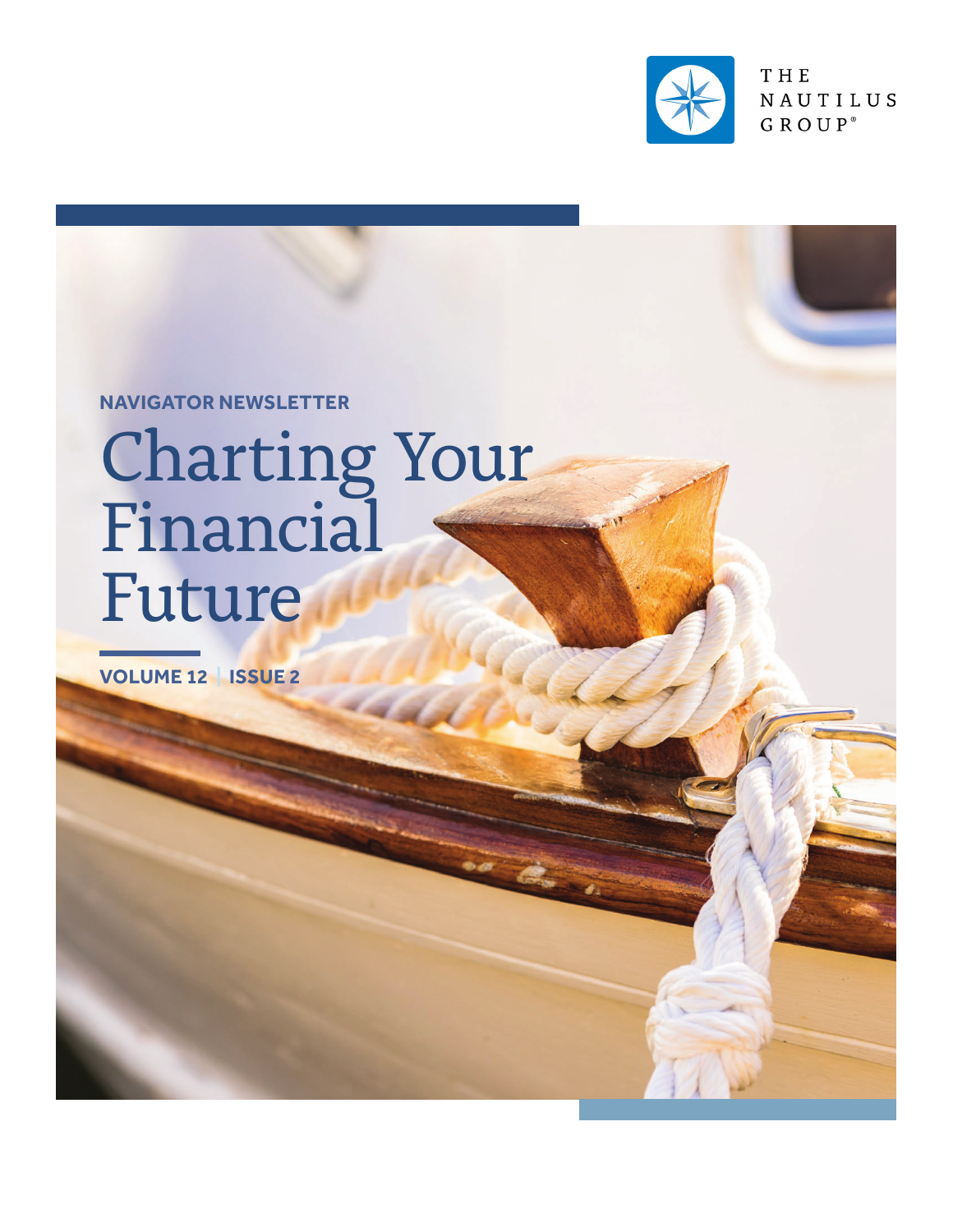THE NAUTILUS GROUP®

**NAVIGATOR NEWSLETTER**

# Charting Your Financial Future

**VOLUME 12 | ISSUE 2**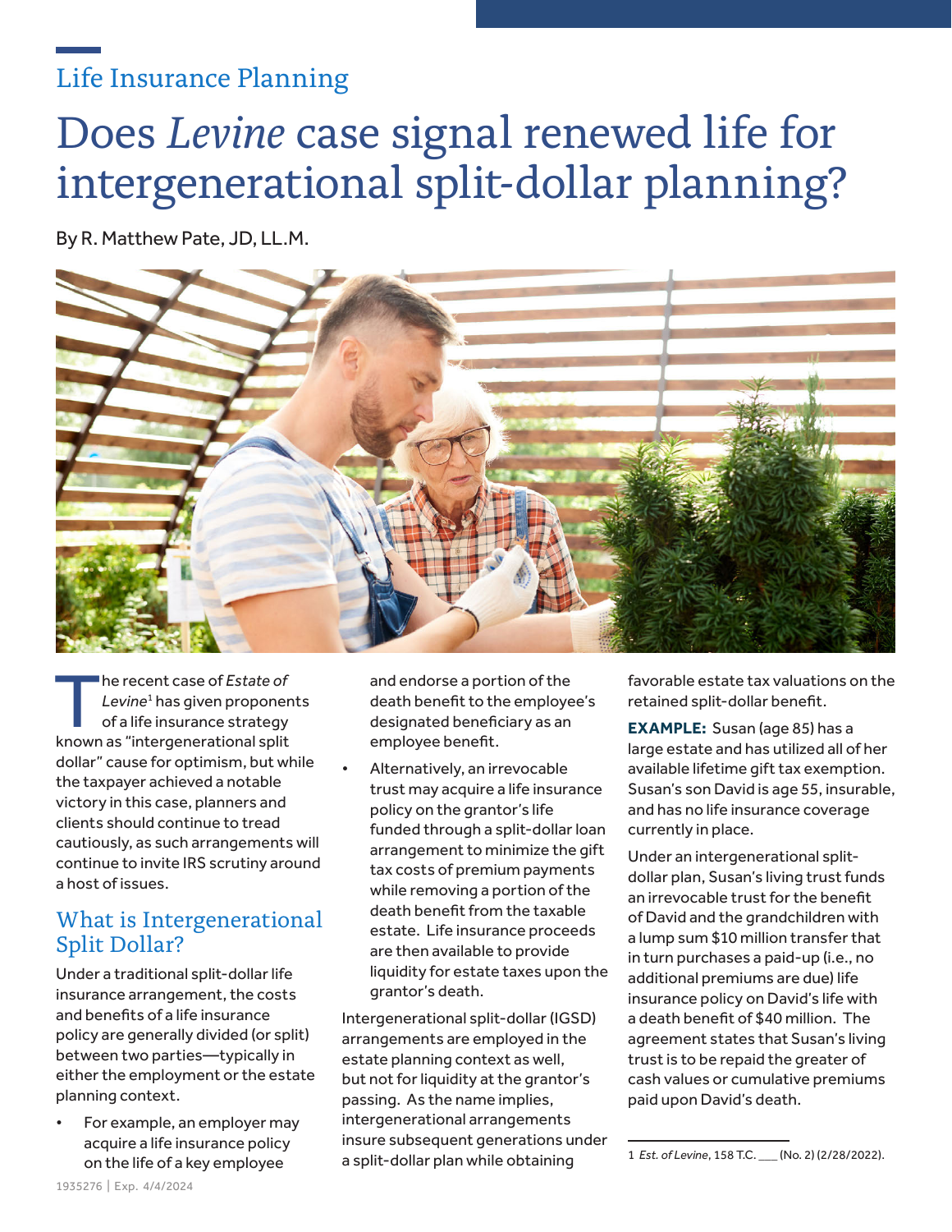Life Insurance Planning

# Does *Levine* case signal renewed life for intergenerational split-dollar planning?

By R. Matthew Pate, JD, LL.M.

The recent case of *Estate of Levine*[1] has given proponents of a life insurance strategy known as "intergenerational split dollar" cause for optimism, but while the taxpayer achieved a notable victory in this case, planners and clients should continue to tread cautiously, as such arrangements will continue to invite IRS scrutiny around a host of issues.

## What is Intergenerational Split Dollar?

Under a traditional split-dollar life insurance arrangement, the costs and benefits of a life insurance policy are generally divided (or split) between two parties—typically in either the employment or the estate planning context.

- For example, an employer may acquire a life insurance policy on the life of a key employee and endorse a portion of the death benefit to the employee's designated beneficiary as an employee benefit.
- Alternatively, an irrevocable trust may acquire a life insurance policy on the grantor's life funded through a split-dollar loan arrangement to minimize the gift tax costs of premium payments while removing a portion of the death benefit from the taxable estate. Life insurance proceeds are then available to provide liquidity for estate taxes upon the grantor's death.

Intergenerational split-dollar (IGSD) arrangements are employed in the estate planning context as well, but not for liquidity at the grantor's passing. As the name implies, intergenerational arrangements insure subsequent generations under a split-dollar plan while obtaining favorable estate tax valuations on the retained split-dollar benefit.

**EXAMPLE:** Susan (age 85) has a large estate and has utilized all of her available lifetime gift tax exemption. Susan's son David is age 55, insurable, and has no life insurance coverage currently in place.

Under an intergenerational split-dollar plan, Susan's living trust funds an irrevocable trust for the benefit of David and the grandchildren with a lump sum $10 million transfer that in turn purchases a paid-up (i.e., no additional premiums are due) life insurance policy on David's life with a death benefit of $40 million. The agreement states that Susan's living trust is to be repaid the greater of cash values or cumulative premiums paid upon David's death.

---

1 *Est. of Levine*, 158 T.C. ___ (No. 2) (2/28/2022).

1935276 | Exp. 4/4/2024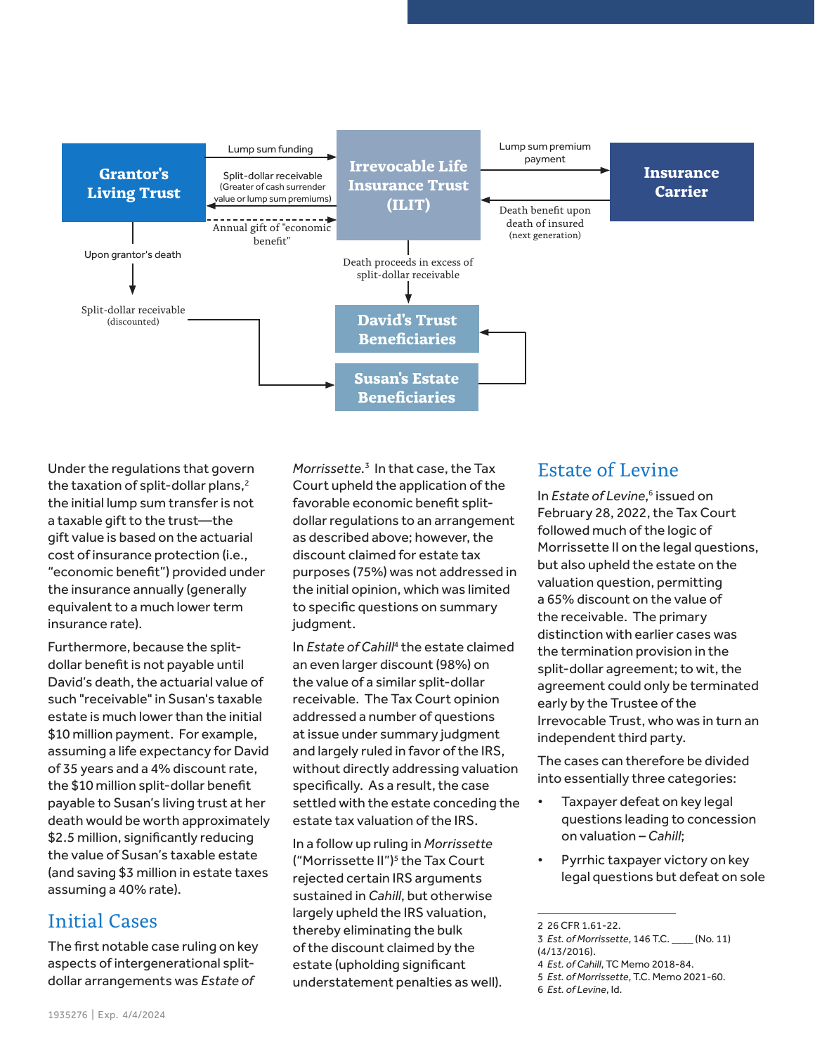Grantor's Living Trust

Irrevocable Life Insurance Trust (ILIT)

Insurance Carrier

Lump sum funding

Split-dollar receivable (Greater of cash surrender value or lump sum premiums)

Annual gift of "economic benefit"

Lump sum premium payment

Death benefit upon death of insured (next generation)

Upon grantor's death

Split-dollar receivable (discounted)

Death proceeds in excess of split-dollar receivable

David's Trust Beneficiaries

Susan's Estate Beneficiaries

Under the regulations that govern the taxation of split-dollar plans,[2] the initial lump sum transfer is not a taxable gift to the trust—the gift value is based on the actuarial cost of insurance protection (i.e., "economic benefit") provided under the insurance annually (generally equivalent to a much lower term insurance rate).

Furthermore, because the split-dollar benefit is not payable until David's death, the actuarial value of such "receivable" in Susan's taxable estate is much lower than the initial $10 million payment. For example, assuming a life expectancy for David of 35 years and a 4% discount rate, the $10 million split-dollar benefit payable to Susan's living trust at her death would be worth approximately $2.5 million, significantly reducing the value of Susan's taxable estate (and saving $3 million in estate taxes assuming a 40% rate).

## Initial Cases

The first notable case ruling on key aspects of intergenerational split-dollar arrangements was *Estate of Morrissette*.[3] In that case, the Tax Court upheld the application of the favorable economic benefit split-dollar regulations to an arrangement as described above; however, the discount claimed for estate tax purposes (75%) was not addressed in the initial opinion, which was limited to specific questions on summary judgment.

In *Estate of Cahill*[4] the estate claimed an even larger discount (98%) on the value of a similar split-dollar receivable. The Tax Court opinion addressed a number of questions at issue under summary judgment and largely ruled in favor of the IRS, without directly addressing valuation specifically. As a result, the case settled with the estate conceding the estate tax valuation of the IRS.

In a follow up ruling in *Morrissette* ("Morrissette II")[5] the Tax Court rejected certain IRS arguments sustained in *Cahill*, but otherwise largely upheld the IRS valuation, thereby eliminating the bulk of the discount claimed by the estate (upholding significant understatement penalties as well).

## Estate of Levine

In *Estate of Levine*,[6] issued on February 28, 2022, the Tax Court followed much of the logic of Morrissette II on the legal questions, but also upheld the estate on the valuation question, permitting a 65% discount on the value of the receivable. The primary distinction with earlier cases was the termination provision in the split-dollar agreement; to wit, the agreement could only be terminated early by the Trustee of the Irrevocable Trust, who was in turn an independent third party.

The cases can therefore be divided into essentially three categories:

- Taxpayer defeat on key legal questions leading to concession on valuation – *Cahill*;
- Pyrrhic taxpayer victory on key legal questions but defeat on sole

---

2 26 CFR 1.61-22.
3 *Est. of Morrissette*, 146 T.C. ____ (No. 11) (4/13/2016).
4 *Est. of Cahill*, TC Memo 2018-84.
5 *Est. of Morrissette*, T.C. Memo 2021-60.
6 *Est. of Levine*, Id.

1935276 | Exp. 4/4/2024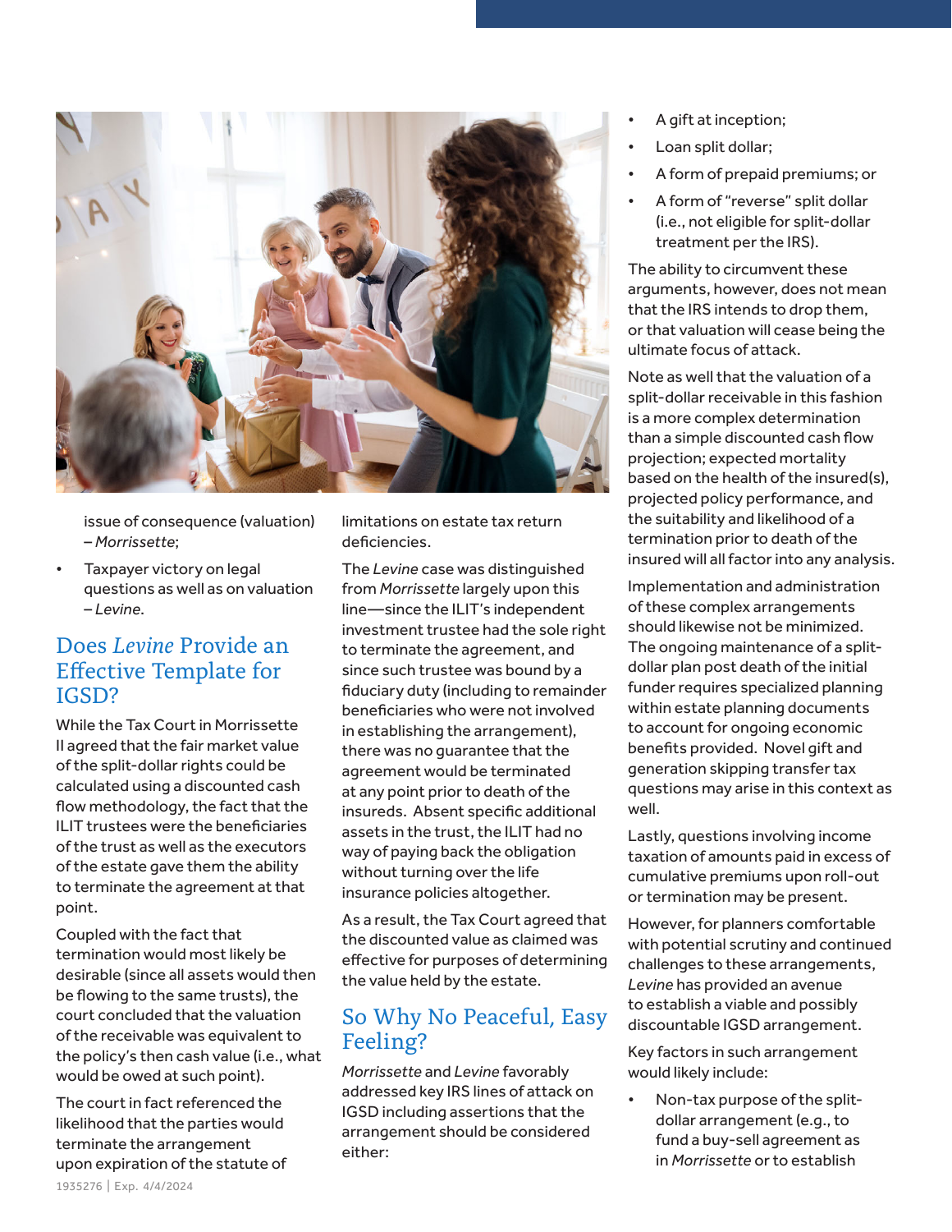issue of consequence (valuation) – *Morrissette*;

- Taxpayer victory on legal questions as well as on valuation – *Levine*.

## Does *Levine* Provide an Effective Template for IGSD?

While the Tax Court in Morrissette II agreed that the fair market value of the split-dollar rights could be calculated using a discounted cash flow methodology, the fact that the ILIT trustees were the beneficiaries of the trust as well as the executors of the estate gave them the ability to terminate the agreement at that point.

Coupled with the fact that termination would most likely be desirable (since all assets would then be flowing to the same trusts), the court concluded that the valuation of the receivable was equivalent to the policy's then cash value (i.e., what would be owed at such point).

The court in fact referenced the likelihood that the parties would terminate the arrangement upon expiration of the statute of limitations on estate tax return deficiencies.

The *Levine* case was distinguished from *Morrissette* largely upon this line—since the ILIT's independent investment trustee had the sole right to terminate the agreement, and since such trustee was bound by a fiduciary duty (including to remainder beneficiaries who were not involved in establishing the arrangement), there was no guarantee that the agreement would be terminated at any point prior to death of the insureds. Absent specific additional assets in the trust, the ILIT had no way of paying back the obligation without turning over the life insurance policies altogether.

As a result, the Tax Court agreed that the discounted value as claimed was effective for purposes of determining the value held by the estate.

## So Why No Peaceful, Easy Feeling?

*Morrissette* and *Levine* favorably addressed key IRS lines of attack on IGSD including assertions that the arrangement should be considered either:

- A gift at inception;
- Loan split dollar;
- A form of prepaid premiums; or
- A form of "reverse" split dollar (i.e., not eligible for split-dollar treatment per the IRS).

The ability to circumvent these arguments, however, does not mean that the IRS intends to drop them, or that valuation will cease being the ultimate focus of attack.

Note as well that the valuation of a split-dollar receivable in this fashion is a more complex determination than a simple discounted cash flow projection; expected mortality based on the health of the insured(s), projected policy performance, and the suitability and likelihood of a termination prior to death of the insured will all factor into any analysis.

Implementation and administration of these complex arrangements should likewise not be minimized. The ongoing maintenance of a split-dollar plan post death of the initial funder requires specialized planning within estate planning documents to account for ongoing economic benefits provided. Novel gift and generation skipping transfer tax questions may arise in this context as well.

Lastly, questions involving income taxation of amounts paid in excess of cumulative premiums upon roll-out or termination may be present.

However, for planners comfortable with potential scrutiny and continued challenges to these arrangements, *Levine* has provided an avenue to establish a viable and possibly discountable IGSD arrangement.

Key factors in such arrangement would likely include:

- Non-tax purpose of the split-dollar arrangement (e.g., to fund a buy-sell agreement as in *Morrissette* or to establish

1935276 | Exp. 4/4/2024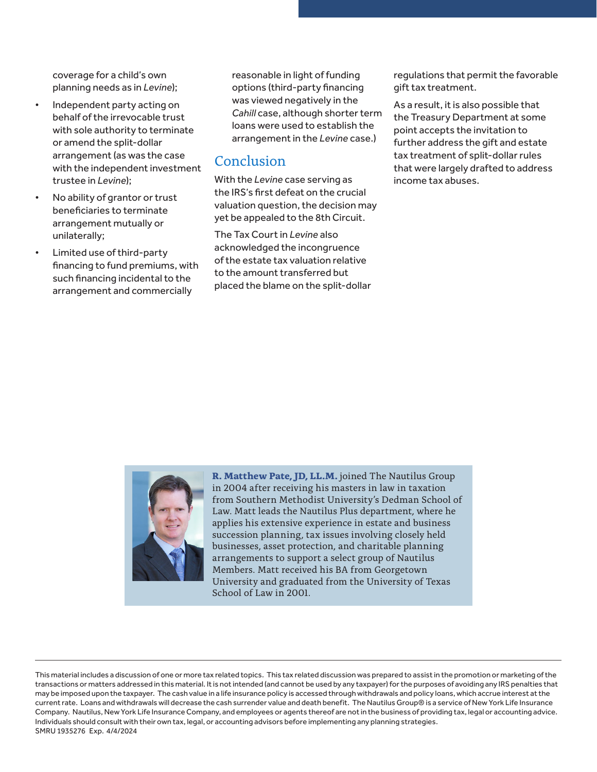coverage for a child's own planning needs as in *Levine*);

- Independent party acting on behalf of the irrevocable trust with sole authority to terminate or amend the split-dollar arrangement (as was the case with the independent investment trustee in *Levine*);
- No ability of grantor or trust beneficiaries to terminate arrangement mutually or unilaterally;
- Limited use of third-party financing to fund premiums, with such financing incidental to the arrangement and commercially reasonable in light of funding options (third-party financing was viewed negatively in the *Cahill* case, although shorter term loans were used to establish the arrangement in the *Levine* case.)

## Conclusion

With the *Levine* case serving as the IRS's first defeat on the crucial valuation question, the decision may yet be appealed to the 8th Circuit.

The Tax Court in *Levine* also acknowledged the incongruence of the estate tax valuation relative to the amount transferred but placed the blame on the split-dollar regulations that permit the favorable gift tax treatment.

As a result, it is also possible that the Treasury Department at some point accepts the invitation to further address the gift and estate tax treatment of split-dollar rules that were largely drafted to address income tax abuses.

**R. Matthew Pate, JD, LL.M.** joined The Nautilus Group in 2004 after receiving his masters in law in taxation from Southern Methodist University's Dedman School of Law. Matt leads the Nautilus Plus department, where he applies his extensive experience in estate and business succession planning, tax issues involving closely held businesses, asset protection, and charitable planning arrangements to support a select group of Nautilus Members. Matt received his BA from Georgetown University and graduated from the University of Texas School of Law in 2001.

---

This material includes a discussion of one or more tax related topics. This tax related discussion was prepared to assist in the promotion or marketing of the transactions or matters addressed in this material. It is not intended (and cannot be used by any taxpayer) for the purposes of avoiding any IRS penalties that may be imposed upon the taxpayer. The cash value in a life insurance policy is accessed through withdrawals and policy loans, which accrue interest at the current rate. Loans and withdrawals will decrease the cash surrender value and death benefit. The Nautilus Group® is a service of New York Life Insurance Company. Nautilus, New York Life Insurance Company, and employees or agents thereof are not in the business of providing tax, legal or accounting advice. Individuals should consult with their own tax, legal, or accounting advisors before implementing any planning strategies.
SMRU 1935276 Exp. 4/4/2024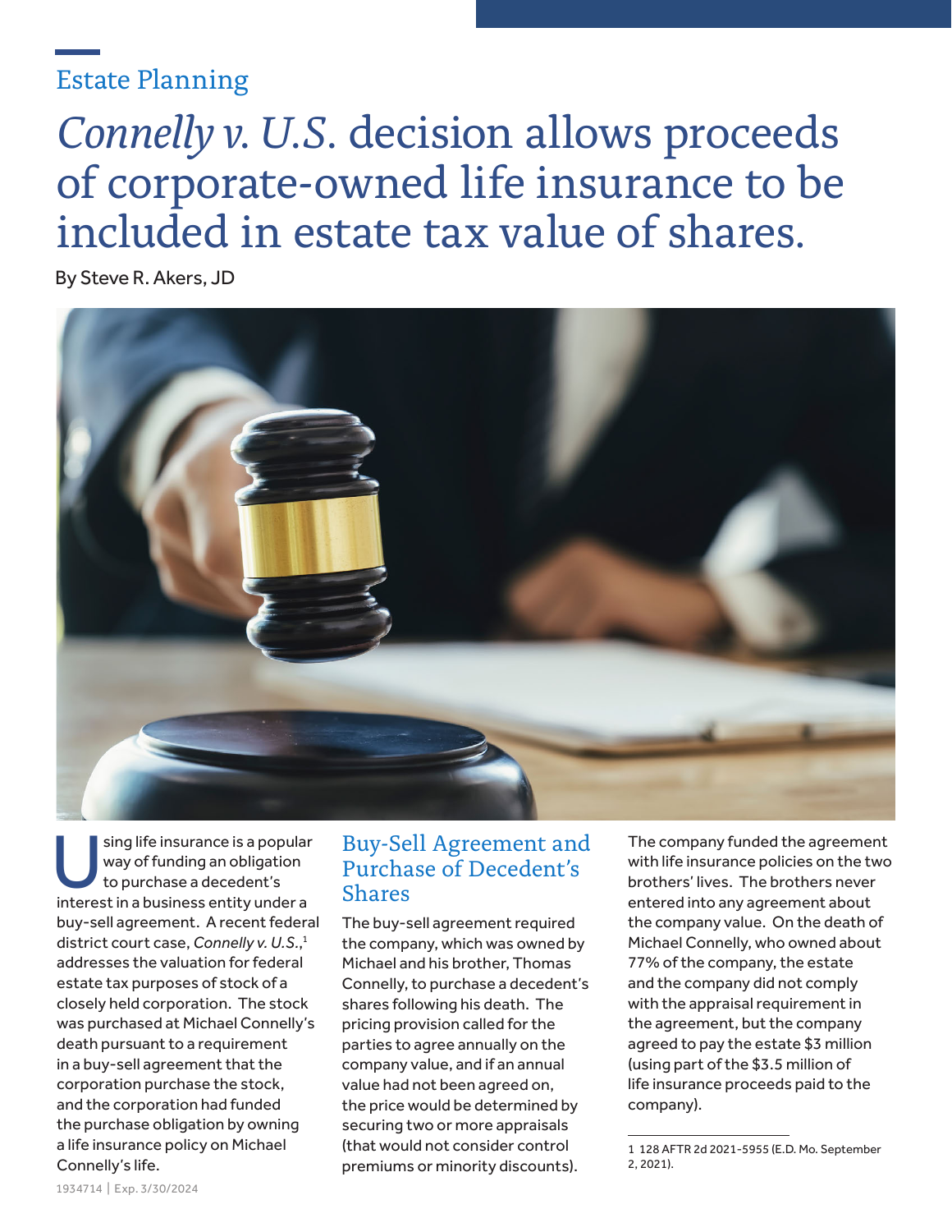Estate Planning

# *Connelly v. U.S.* decision allows proceeds of corporate-owned life insurance to be included in estate tax value of shares.

By Steve R. Akers, JD

Using life insurance is a popular way of funding an obligation to purchase a decedent's interest in a business entity under a buy-sell agreement. A recent federal district court case, *Connelly v. U.S.*,[1] addresses the valuation for federal estate tax purposes of stock of a closely held corporation. The stock was purchased at Michael Connelly's death pursuant to a requirement in a buy-sell agreement that the corporation purchase the stock, and the corporation had funded the purchase obligation by owning a life insurance policy on Michael Connelly's life.

## Buy-Sell Agreement and Purchase of Decedent's Shares

The buy-sell agreement required the company, which was owned by Michael and his brother, Thomas Connelly, to purchase a decedent's shares following his death. The pricing provision called for the parties to agree annually on the company value, and if an annual value had not been agreed on, the price would be determined by securing two or more appraisals (that would not consider control premiums or minority discounts).

The company funded the agreement with life insurance policies on the two brothers' lives. The brothers never entered into any agreement about the company value. On the death of Michael Connelly, who owned about 77% of the company, the estate and the company did not comply with the appraisal requirement in the agreement, but the company agreed to pay the estate $3 million (using part of the $3.5 million of life insurance proceeds paid to the company).

[1] 128 AFTR 2d 2021-5955 (E.D. Mo. September 2, 2021).

1934714 | Exp. 3/30/2024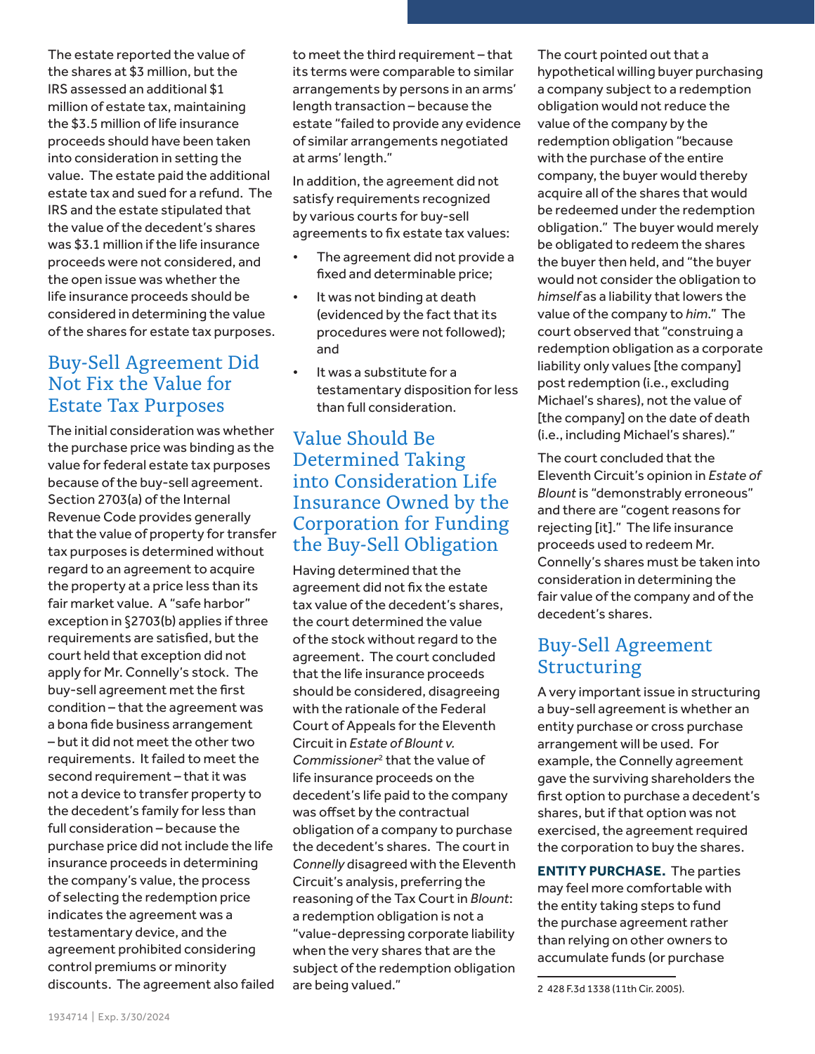The estate reported the value of the shares at $3 million, but the IRS assessed an additional $1 million of estate tax, maintaining the $3.5 million of life insurance proceeds should have been taken into consideration in setting the value. The estate paid the additional estate tax and sued for a refund. The IRS and the estate stipulated that the value of the decedent's shares was $3.1 million if the life insurance proceeds were not considered, and the open issue was whether the life insurance proceeds should be considered in determining the value of the shares for estate tax purposes.

## Buy-Sell Agreement Did Not Fix the Value for Estate Tax Purposes

The initial consideration was whether the purchase price was binding as the value for federal estate tax purposes because of the buy-sell agreement. Section 2703(a) of the Internal Revenue Code provides generally that the value of property for transfer tax purposes is determined without regard to an agreement to acquire the property at a price less than its fair market value. A "safe harbor" exception in §2703(b) applies if three requirements are satisfied, but the court held that exception did not apply for Mr. Connelly's stock. The buy-sell agreement met the first condition – that the agreement was a bona fide business arrangement – but it did not meet the other two requirements. It failed to meet the second requirement – that it was not a device to transfer property to the decedent's family for less than full consideration – because the purchase price did not include the life insurance proceeds in determining the company's value, the process of selecting the redemption price indicates the agreement was a testamentary device, and the agreement prohibited considering control premiums or minority discounts. The agreement also failed to meet the third requirement – that its terms were comparable to similar arrangements by persons in an arms' length transaction – because the estate "failed to provide any evidence of similar arrangements negotiated at arms' length."

In addition, the agreement did not satisfy requirements recognized by various courts for buy-sell agreements to fix estate tax values:

- The agreement did not provide a fixed and determinable price;
- It was not binding at death (evidenced by the fact that its procedures were not followed); and
- It was a substitute for a testamentary disposition for less than full consideration.

## Value Should Be Determined Taking into Consideration Life Insurance Owned by the Corporation for Funding the Buy-Sell Obligation

Having determined that the agreement did not fix the estate tax value of the decedent's shares, the court determined the value of the stock without regard to the agreement. The court concluded that the life insurance proceeds should be considered, disagreeing with the rationale of the Federal Court of Appeals for the Eleventh Circuit in *Estate of Blount v. Commissioner*[2] that the value of life insurance proceeds on the decedent's life paid to the company was offset by the contractual obligation of a company to purchase the decedent's shares. The court in *Connelly* disagreed with the Eleventh Circuit's analysis, preferring the reasoning of the Tax Court in *Blount*: a redemption obligation is not a "value-depressing corporate liability when the very shares that are the subject of the redemption obligation are being valued."

The court pointed out that a hypothetical willing buyer purchasing a company subject to a redemption obligation would not reduce the value of the company by the redemption obligation "because with the purchase of the entire company, the buyer would thereby acquire all of the shares that would be redeemed under the redemption obligation." The buyer would merely be obligated to redeem the shares the buyer then held, and "the buyer would not consider the obligation to *himself* as a liability that lowers the value of the company to *him*." The court observed that "construing a redemption obligation as a corporate liability only values [the company] post redemption (i.e., excluding Michael's shares), not the value of [the company] on the date of death (i.e., including Michael's shares)."

The court concluded that the Eleventh Circuit's opinion in *Estate of Blount* is "demonstrably erroneous" and there are "cogent reasons for rejecting [it]." The life insurance proceeds used to redeem Mr. Connelly's shares must be taken into consideration in determining the fair value of the company and of the decedent's shares.

## Buy-Sell Agreement Structuring

A very important issue in structuring a buy-sell agreement is whether an entity purchase or cross purchase arrangement will be used. For example, the Connelly agreement gave the surviving shareholders the first option to purchase a decedent's shares, but if that option was not exercised, the agreement required the corporation to buy the shares.

**ENTITY PURCHASE.** The parties may feel more comfortable with the entity taking steps to fund the purchase agreement rather than relying on other owners to accumulate funds (or purchase

2 428 F.3d 1338 (11th Cir. 2005).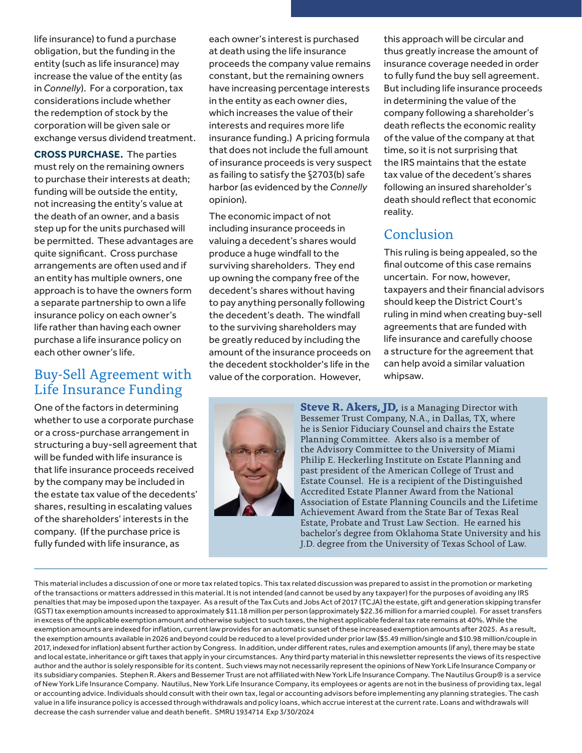life insurance) to fund a purchase obligation, but the funding in the entity (such as life insurance) may increase the value of the entity (as in *Connelly*). For a corporation, tax considerations include whether the redemption of stock by the corporation will be given sale or exchange versus dividend treatment.

**CROSS PURCHASE.** The parties must rely on the remaining owners to purchase their interests at death; funding will be outside the entity, not increasing the entity's value at the death of an owner, and a basis step up for the units purchased will be permitted. These advantages are quite significant. Cross purchase arrangements are often used and if an entity has multiple owners, one approach is to have the owners form a separate partnership to own a life insurance policy on each owner's life rather than having each owner purchase a life insurance policy on each other owner's life.

## Buy-Sell Agreement with Life Insurance Funding

One of the factors in determining whether to use a corporate purchase or a cross-purchase arrangement in structuring a buy-sell agreement that will be funded with life insurance is that life insurance proceeds received by the company may be included in the estate tax value of the decedents' shares, resulting in escalating values of the shareholders' interests in the company. (If the purchase price is fully funded with life insurance, as each owner's interest is purchased at death using the life insurance proceeds the company value remains constant, but the remaining owners have increasing percentage interests in the entity as each owner dies, which increases the value of their interests and requires more life insurance funding.) A pricing formula that does not include the full amount of insurance proceeds is very suspect as failing to satisfy the §2703(b) safe harbor (as evidenced by the *Connelly* opinion).

The economic impact of not including insurance proceeds in valuing a decedent's shares would produce a huge windfall to the surviving shareholders. They end up owning the company free of the decedent's shares without having to pay anything personally following the decedent's death. The windfall to the surviving shareholders may be greatly reduced by including the amount of the insurance proceeds on the decedent stockholder's life in the value of the corporation. However, this approach will be circular and thus greatly increase the amount of insurance coverage needed in order to fully fund the buy sell agreement. But including life insurance proceeds in determining the value of the company following a shareholder's death reflects the economic reality of the value of the company at that time, so it is not surprising that the IRS maintains that the estate tax value of the decedent's shares following an insured shareholder's death should reflect that economic reality.

## Conclusion

This ruling is being appealed, so the final outcome of this case remains uncertain. For now, however, taxpayers and their financial advisors should keep the District Court's ruling in mind when creating buy-sell agreements that are funded with life insurance and carefully choose a structure for the agreement that can help avoid a similar valuation whipsaw.

**Steve R. Akers, JD,** is a Managing Director with Bessemer Trust Company, N.A., in Dallas, TX, where he is Senior Fiduciary Counsel and chairs the Estate Planning Committee. Akers also is a member of the Advisory Committee to the University of Miami Philip E. Heckerling Institute on Estate Planning and past president of the American College of Trust and Estate Counsel. He is a recipient of the Distinguished Accredited Estate Planner Award from the National Association of Estate Planning Councils and the Lifetime Achievement Award from the State Bar of Texas Real Estate, Probate and Trust Law Section. He earned his bachelor's degree from Oklahoma State University and his J.D. degree from the University of Texas School of Law.

This material includes a discussion of one or more tax related topics. This tax related discussion was prepared to assist in the promotion or marketing of the transactions or matters addressed in this material. It is not intended (and cannot be used by any taxpayer) for the purposes of avoiding any IRS penalties that may be imposed upon the taxpayer. As a result of the Tax Cuts and Jobs Act of 2017 (TCJA) the estate, gift and generation skipping transfer (GST) tax exemption amounts increased to approximately $11.18 million per person (approximately $22.36 million for a married couple). For asset transfers in excess of the applicable exemption amount and otherwise subject to such taxes, the highest applicable federal tax rate remains at 40%. While the exemption amounts are indexed for inflation, current law provides for an automatic sunset of these increased exemption amounts after 2025. As a result, the exemption amounts available in 2026 and beyond could be reduced to a level provided under prior law ($5.49 million/single and $10.98 million/couple in 2017, indexed for inflation) absent further action by Congress. In addition, under different rates, rules and exemption amounts (if any), there may be state and local estate, inheritance or gift taxes that apply in your circumstances. Any third party material in this newsletter represents the views of its respective author and the author is solely responsible for its content. Such views may not necessarily represent the opinions of New York Life Insurance Company or its subsidiary companies. Stephen R. Akers and Bessemer Trust are not affiliated with New York Life Insurance Company. The Nautilus Group® is a service of New York Life Insurance Company. Nautilus, New York Life Insurance Company, its employees or agents are not in the business of providing tax, legal or accounting advice. Individuals should consult with their own tax, legal or accounting advisors before implementing any planning strategies. The cash value in a life insurance policy is accessed through withdrawals and policy loans, which accrue interest at the current rate. Loans and withdrawals will decrease the cash surrender value and death benefit. SMRU 1934714 Exp 3/30/2024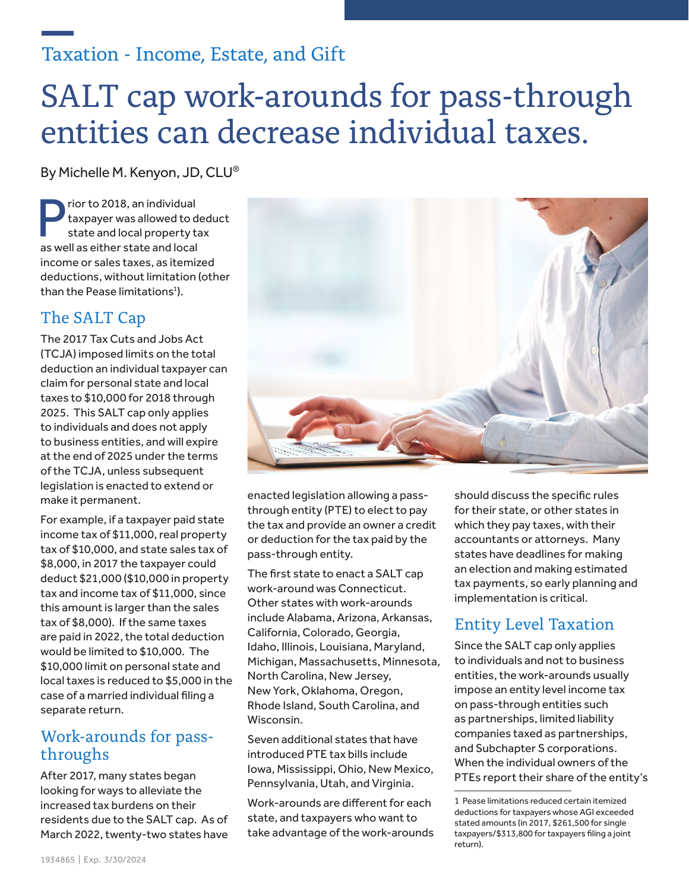Taxation - Income, Estate, and Gift

# SALT cap work-arounds for pass-through entities can decrease individual taxes.

By Michelle M. Kenyon, JD, CLU®

Prior to 2018, an individual taxpayer was allowed to deduct state and local property tax as well as either state and local income or sales taxes, as itemized deductions, without limitation (other than the Pease limitations[1]).

## The SALT Cap

The 2017 Tax Cuts and Jobs Act (TCJA) imposed limits on the total deduction an individual taxpayer can claim for personal state and local taxes to $10,000 for 2018 through 2025. This SALT cap only applies to individuals and does not apply to business entities, and will expire at the end of 2025 under the terms of the TCJA, unless subsequent legislation is enacted to extend or make it permanent.

For example, if a taxpayer paid state income tax of $11,000, real property tax of $10,000, and state sales tax of $8,000, in 2017 the taxpayer could deduct $21,000 ($10,000 in property tax and income tax of $11,000, since this amount is larger than the sales tax of $8,000). If the same taxes are paid in 2022, the total deduction would be limited to $10,000. The $10,000 limit on personal state and local taxes is reduced to $5,000 in the case of a married individual filing a separate return.

## Work-arounds for pass-throughs

After 2017, many states began looking for ways to alleviate the increased tax burdens on their residents due to the SALT cap. As of March 2022, twenty-two states have enacted legislation allowing a pass-through entity (PTE) to elect to pay the tax and provide an owner a credit or deduction for the tax paid by the pass-through entity.

The first state to enact a SALT cap work-around was Connecticut. Other states with work-arounds include Alabama, Arizona, Arkansas, California, Colorado, Georgia, Idaho, Illinois, Louisiana, Maryland, Michigan, Massachusetts, Minnesota, North Carolina, New Jersey, New York, Oklahoma, Oregon, Rhode Island, South Carolina, and Wisconsin.

Seven additional states that have introduced PTE tax bills include Iowa, Mississippi, Ohio, New Mexico, Pennsylvania, Utah, and Virginia.

Work-arounds are different for each state, and taxpayers who want to take advantage of the work-arounds should discuss the specific rules for their state, or other states in which they pay taxes, with their accountants or attorneys. Many states have deadlines for making an election and making estimated tax payments, so early planning and implementation is critical.

## Entity Level Taxation

Since the SALT cap only applies to individuals and not to business entities, the work-arounds usually impose an entity level income tax on pass-through entities such as partnerships, limited liability companies taxed as partnerships, and Subchapter S corporations. When the individual owners of the PTEs report their share of the entity's

---

[1] Pease limitations reduced certain itemized deductions for taxpayers whose AGI exceeded stated amounts (in 2017, $261,500 for single taxpayers/$313,800 for taxpayers filing a joint return).

1934865 | Exp. 3/30/2024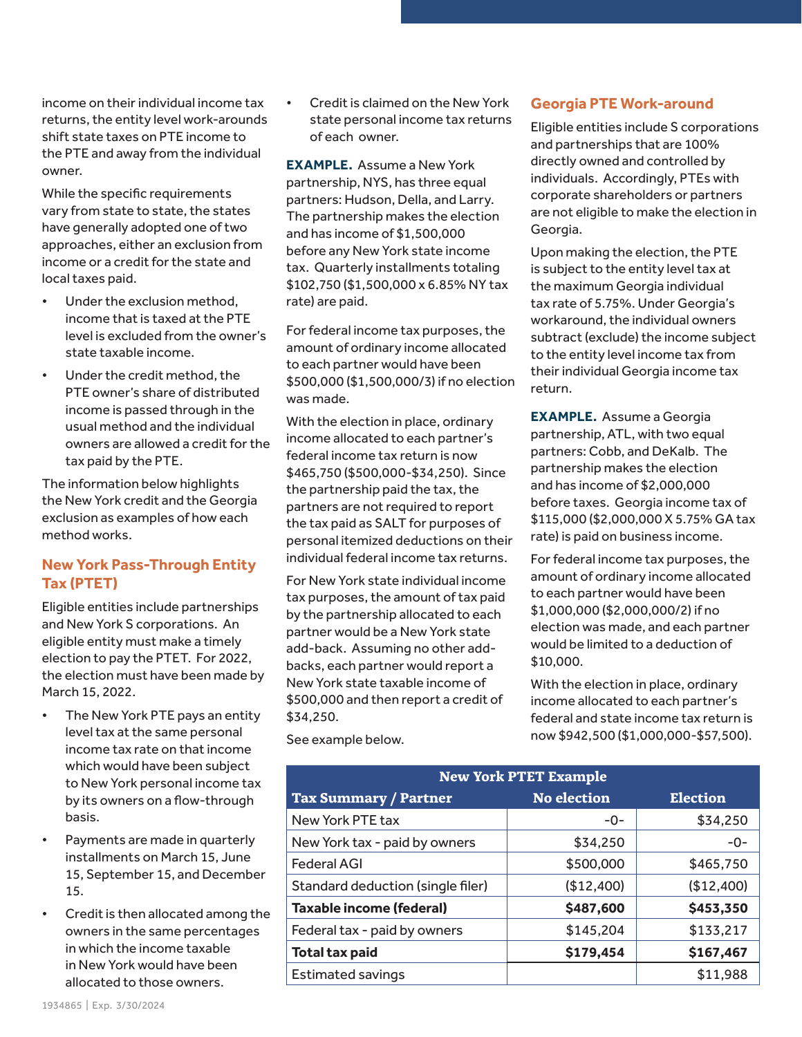income on their individual income tax returns, the entity level work-arounds shift state taxes on PTE income to the PTE and away from the individual owner.

While the specific requirements vary from state to state, the states have generally adopted one of two approaches, either an exclusion from income or a credit for the state and local taxes paid.

- Under the exclusion method, income that is taxed at the PTE level is excluded from the owner's state taxable income.
- Under the credit method, the PTE owner's share of distributed income is passed through in the usual method and the individual owners are allowed a credit for the tax paid by the PTE.

The information below highlights the New York credit and the Georgia exclusion as examples of how each method works.

## New York Pass-Through Entity Tax (PTET)

Eligible entities include partnerships and New York S corporations. An eligible entity must make a timely election to pay the PTET. For 2022, the election must have been made by March 15, 2022.

- The New York PTE pays an entity level tax at the same personal income tax rate on that income which would have been subject to New York personal income tax by its owners on a flow-through basis.
- Payments are made in quarterly installments on March 15, June 15, September 15, and December 15.
- Credit is then allocated among the owners in the same percentages in which the income taxable in New York would have been allocated to those owners.
- Credit is claimed on the New York state personal income tax returns of each owner.

**EXAMPLE.** Assume a New York partnership, NYS, has three equal partners: Hudson, Della, and Larry. The partnership makes the election and has income of $1,500,000 before any New York state income tax. Quarterly installments totaling $102,750 ($1,500,000 x 6.85% NY tax rate) are paid.

For federal income tax purposes, the amount of ordinary income allocated to each partner would have been $500,000 ($1,500,000/3) if no election was made.

With the election in place, ordinary income allocated to each partner's federal income tax return is now $465,750 ($500,000-$34,250). Since the partnership paid the tax, the partners are not required to report the tax paid as SALT for purposes of personal itemized deductions on their individual federal income tax returns.

For New York state individual income tax purposes, the amount of tax paid by the partnership allocated to each partner would be a New York state add-back. Assuming no other add-backs, each partner would report a New York state taxable income of $500,000 and then report a credit of $34,250.

See example below.

| New York PTET Example | | |
|---|---|---|
| **Tax Summary / Partner** | **No election** | **Election** |
| New York PTE tax | -0- | $34,250 |
| New York tax - paid by owners | $34,250 | -0- |
| Federal AGI | $500,000 | $465,750 |
| Standard deduction (single filer) | ($12,400) | ($12,400) |
| **Taxable income (federal)** | **$487,600** | **$453,350** |
| Federal tax - paid by owners | $145,204 | $133,217 |
| **Total tax paid** | **$179,454** | **$167,467** |
| Estimated savings | | $11,988 |

## Georgia PTE Work-around

Eligible entities include S corporations and partnerships that are 100% directly owned and controlled by individuals. Accordingly, PTEs with corporate shareholders or partners are not eligible to make the election in Georgia.

Upon making the election, the PTE is subject to the entity level tax at the maximum Georgia individual tax rate of 5.75%. Under Georgia's workaround, the individual owners subtract (exclude) the income subject to the entity level income tax from their individual Georgia income tax return.

**EXAMPLE.** Assume a Georgia partnership, ATL, with two equal partners: Cobb, and DeKalb. The partnership makes the election and has income of $2,000,000 before taxes. Georgia income tax of $115,000 ($2,000,000 X 5.75% GA tax rate) is paid on business income.

For federal income tax purposes, the amount of ordinary income allocated to each partner would have been $1,000,000 ($2,000,000/2) if no election was made, and each partner would be limited to a deduction of $10,000.

With the election in place, ordinary income allocated to each partner's federal and state income tax return is now $942,500 ($1,000,000-$57,500).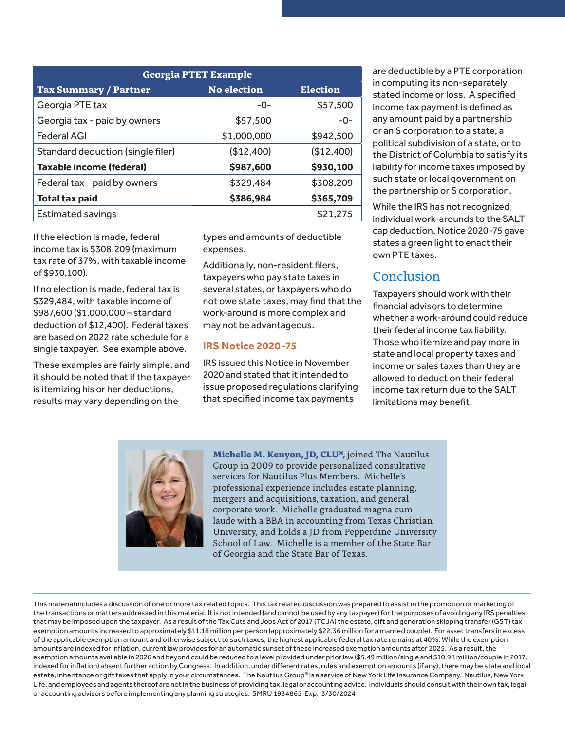| Georgia PTET Example | | |
|---|---|---|
| **Tax Summary / Partner** | **No election** | **Election** |
| Georgia PTE tax | -0- | $57,500 |
| Georgia tax - paid by owners | $57,500 | -0- |
| Federal AGI | $1,000,000 | $942,500 |
| Standard deduction (single filer) | ($12,400) | ($12,400) |
| **Taxable income (federal)** | **$987,600** | **$930,100** |
| Federal tax - paid by owners | $329,484 | $308,209 |
| **Total tax paid** | **$386,984** | **$365,709** |
| Estimated savings | | $21,275 |

If the election is made, federal income tax is $308,209 (maximum tax rate of 37%, with taxable income of $930,100).

If no election is made, federal tax is $329,484, with taxable income of $987,600 ($1,000,000 – standard deduction of $12,400). Federal taxes are based on 2022 rate schedule for a single taxpayer. See example above.

These examples are fairly simple, and it should be noted that if the taxpayer is itemizing his or her deductions, results may vary depending on the types and amounts of deductible expenses.

Additionally, non-resident filers, taxpayers who pay state taxes in several states, or taxpayers who do not owe state taxes, may find that the work-around is more complex and may not be advantageous.

### IRS Notice 2020-75

IRS issued this Notice in November 2020 and stated that it intended to issue proposed regulations clarifying that specified income tax payments are deductible by a PTE corporation in computing its non-separately stated income or loss. A specified income tax payment is defined as any amount paid by a partnership or an S corporation to a state, a political subdivision of a state, or to the District of Columbia to satisfy its liability for income taxes imposed by such state or local government on the partnership or S corporation.

While the IRS has not recognized individual work-arounds to the SALT cap deduction, Notice 2020-75 gave states a green light to enact their own PTE taxes.

## Conclusion

Taxpayers should work with their financial advisors to determine whether a work-around could reduce their federal income tax liability. Those who itemize and pay more in state and local property taxes and income or sales taxes than they are allowed to deduct on their federal income tax return due to the SALT limitations may benefit.

**Michelle M. Kenyon, JD, CLU®,** joined The Nautilus Group in 2009 to provide personalized consultative services for Nautilus Plus Members. Michelle's professional experience includes estate planning, mergers and acquisitions, taxation, and general corporate work. Michelle graduated magna cum laude with a BBA in accounting from Texas Christian University, and holds a JD from Pepperdine University School of Law. Michelle is a member of the State Bar of Georgia and the State Bar of Texas.

---

This material includes a discussion of one or more tax related topics. This tax related discussion was prepared to assist in the promotion or marketing of the transactions or matters addressed in this material. It is not intended (and cannot be used by any taxpayer) for the purposes of avoiding any IRS penalties that may be imposed upon the taxpayer. As a result of the Tax Cuts and Jobs Act of 2017 (TCJA) the estate, gift and generation skipping transfer (GST) tax exemption amounts increased to approximately $11.18 million per person (approximately $22.36 million for a married couple). For asset transfers in excess of the applicable exemption amount and otherwise subject to such taxes, the highest applicable federal tax rate remains at 40%. While the exemption amounts are indexed for inflation, current law provides for an automatic sunset of these increased exemption amounts after 2025. As a result, the exemption amounts available in 2026 and beyond could be reduced to a level provided under prior law ($5.49 million/single and $10.98 million/couple in 2017, indexed for inflation) absent further action by Congress. In addition, under different rates, rules and exemption amounts (if any), there may be state and local estate, inheritance or gift taxes that apply in your circumstances. The Nautilus Group® is a service of New York Life Insurance Company. Nautilus, New York Life, and employees and agents thereof are not in the business of providing tax, legal or accounting advice. Individuals should consult with their own tax, legal or accounting advisors before implementing any planning strategies. SMRU 1934865 Exp. 3/30/2024